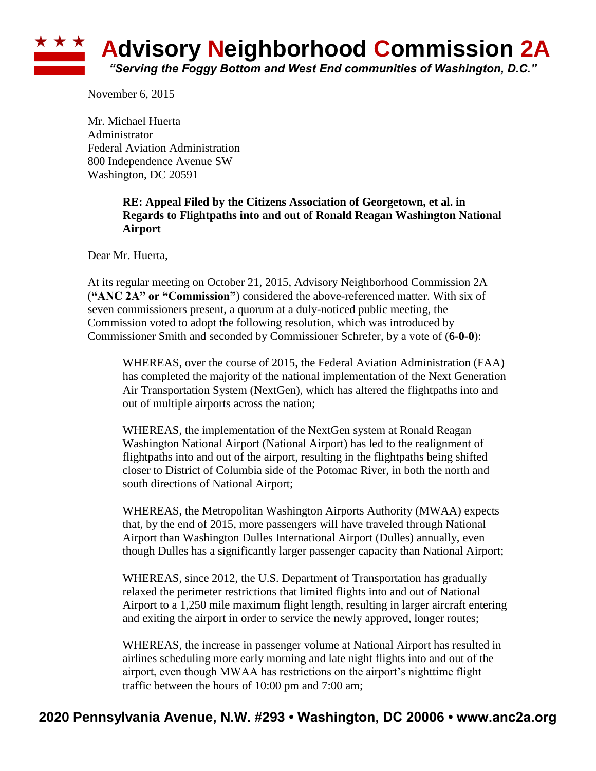# Advisory Neighborhood Commission 2A

*"Serving the Foggy Bottom and West End communities of Washington, D.C."*

November 6, 2015

Mr. Michael Huerta
Administrator
Federal Aviation Administration
800 Independence Avenue SW
Washington, DC 20591

**RE: Appeal Filed by the Citizens Association of Georgetown, et al. in Regards to Flightpaths into and out of Ronald Reagan Washington National Airport**

Dear Mr. Huerta,

At its regular meeting on October 21, 2015, Advisory Neighborhood Commission 2A (**"ANC 2A" or "Commission"**) considered the above-referenced matter. With six of seven commissioners present, a quorum at a duly-noticed public meeting, the Commission voted to adopt the following resolution, which was introduced by Commissioner Smith and seconded by Commissioner Schrefer, by a vote of (**6-0-0**):

> WHEREAS, over the course of 2015, the Federal Aviation Administration (FAA) has completed the majority of the national implementation of the Next Generation Air Transportation System (NextGen), which has altered the flightpaths into and out of multiple airports across the nation;
>
> WHEREAS, the implementation of the NextGen system at Ronald Reagan Washington National Airport (National Airport) has led to the realignment of flightpaths into and out of the airport, resulting in the flightpaths being shifted closer to District of Columbia side of the Potomac River, in both the north and south directions of National Airport;
>
> WHEREAS, the Metropolitan Washington Airports Authority (MWAA) expects that, by the end of 2015, more passengers will have traveled through National Airport than Washington Dulles International Airport (Dulles) annually, even though Dulles has a significantly larger passenger capacity than National Airport;
>
> WHEREAS, since 2012, the U.S. Department of Transportation has gradually relaxed the perimeter restrictions that limited flights into and out of National Airport to a 1,250 mile maximum flight length, resulting in larger aircraft entering and exiting the airport in order to service the newly approved, longer routes;
>
> WHEREAS, the increase in passenger volume at National Airport has resulted in airlines scheduling more early morning and late night flights into and out of the airport, even though MWAA has restrictions on the airport's nighttime flight traffic between the hours of 10:00 pm and 7:00 am;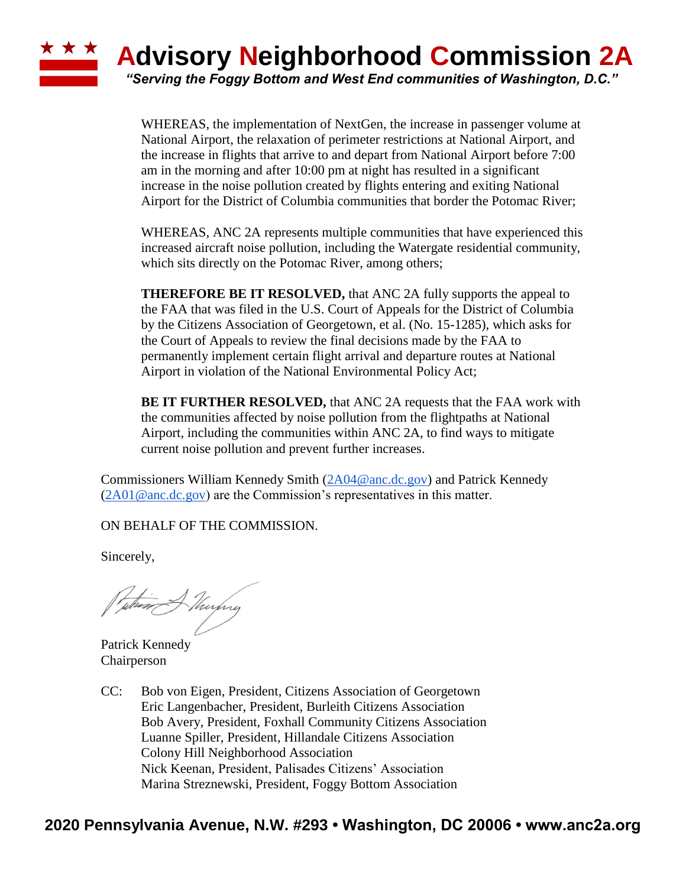WHEREAS, the implementation of NextGen, the increase in passenger volume at National Airport, the relaxation of perimeter restrictions at National Airport, and the increase in flights that arrive to and depart from National Airport before 7:00 am in the morning and after 10:00 pm at night has resulted in a significant increase in the noise pollution created by flights entering and exiting National Airport for the District of Columbia communities that border the Potomac River;

WHEREAS, ANC 2A represents multiple communities that have experienced this increased aircraft noise pollution, including the Watergate residential community, which sits directly on the Potomac River, among others;

**THEREFORE BE IT RESOLVED,** that ANC 2A fully supports the appeal to the FAA that was filed in the U.S. Court of Appeals for the District of Columbia by the Citizens Association of Georgetown, et al. (No. 15-1285), which asks for the Court of Appeals to review the final decisions made by the FAA to permanently implement certain flight arrival and departure routes at National Airport in violation of the National Environmental Policy Act;

**BE IT FURTHER RESOLVED,** that ANC 2A requests that the FAA work with the communities affected by noise pollution from the flightpaths at National Airport, including the communities within ANC 2A, to find ways to mitigate current noise pollution and prevent further increases.

Commissioners William Kennedy Smith (2A04@anc.dc.gov) and Patrick Kennedy (2A01@anc.dc.gov) are the Commission's representatives in this matter.

ON BEHALF OF THE COMMISSION.

Sincerely,

Patrick Kennedy
Chairperson

CC: Bob von Eigen, President, Citizens Association of Georgetown
Eric Langenbacher, President, Burleith Citizens Association
Bob Avery, President, Foxhall Community Citizens Association
Luanne Spiller, President, Hillandale Citizens Association
Colony Hill Neighborhood Association
Nick Keenan, President, Palisades Citizens' Association
Marina Streznewski, President, Foggy Bottom Association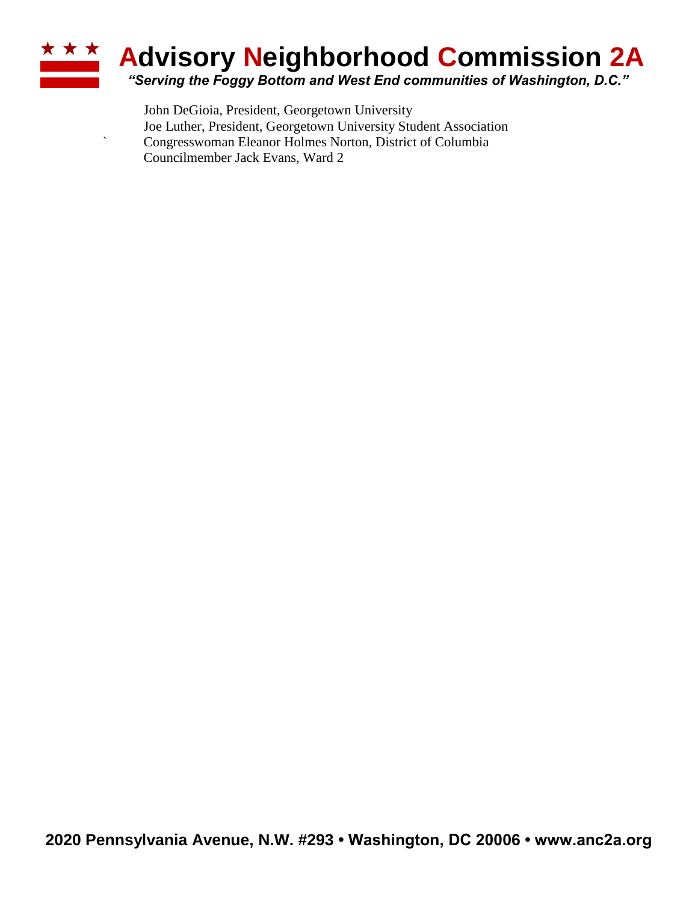John DeGioia, President, Georgetown University
Joe Luther, President, Georgetown University Student Association
Congresswoman Eleanor Holmes Norton, District of Columbia
Councilmember Jack Evans, Ward 2